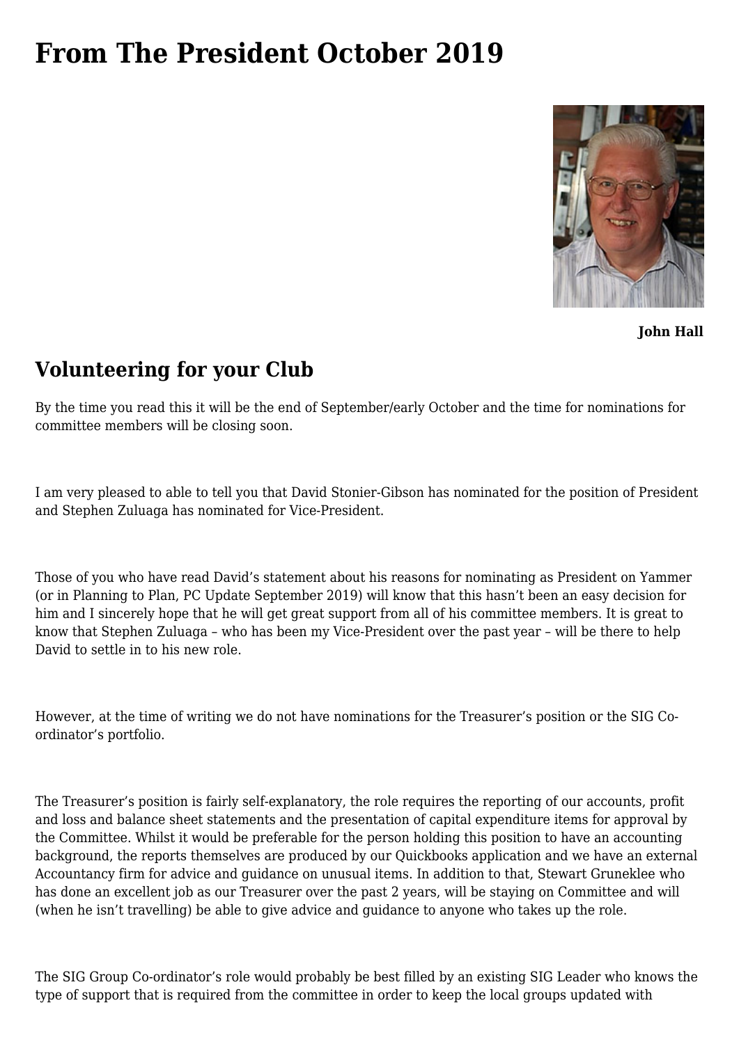# From The President October 2019

**John Hall**

## Volunteering for your Club

By the time you read this it will be the end of September/early October and the time for nominations for committee members will be closing soon.

I am very pleased to able to tell you that David Stonier-Gibson has nominated for the position of President and Stephen Zuluaga has nominated for Vice-President.

Those of you who have read David's statement about his reasons for nominating as President on Yammer (or in Planning to Plan, PC Update September 2019) will know that this hasn't been an easy decision for him and I sincerely hope that he will get great support from all of his committee members. It is great to know that Stephen Zuluaga – who has been my Vice-President over the past year – will be there to help David to settle in to his new role.

However, at the time of writing we do not have nominations for the Treasurer's position or the SIG Co-ordinator's portfolio.

The Treasurer's position is fairly self-explanatory, the role requires the reporting of our accounts, profit and loss and balance sheet statements and the presentation of capital expenditure items for approval by the Committee. Whilst it would be preferable for the person holding this position to have an accounting background, the reports themselves are produced by our Quickbooks application and we have an external Accountancy firm for advice and guidance on unusual items. In addition to that, Stewart Gruneklee who has done an excellent job as our Treasurer over the past 2 years, will be staying on Committee and will (when he isn't travelling) be able to give advice and guidance to anyone who takes up the role.

The SIG Group Co-ordinator's role would probably be best filled by an existing SIG Leader who knows the type of support that is required from the committee in order to keep the local groups updated with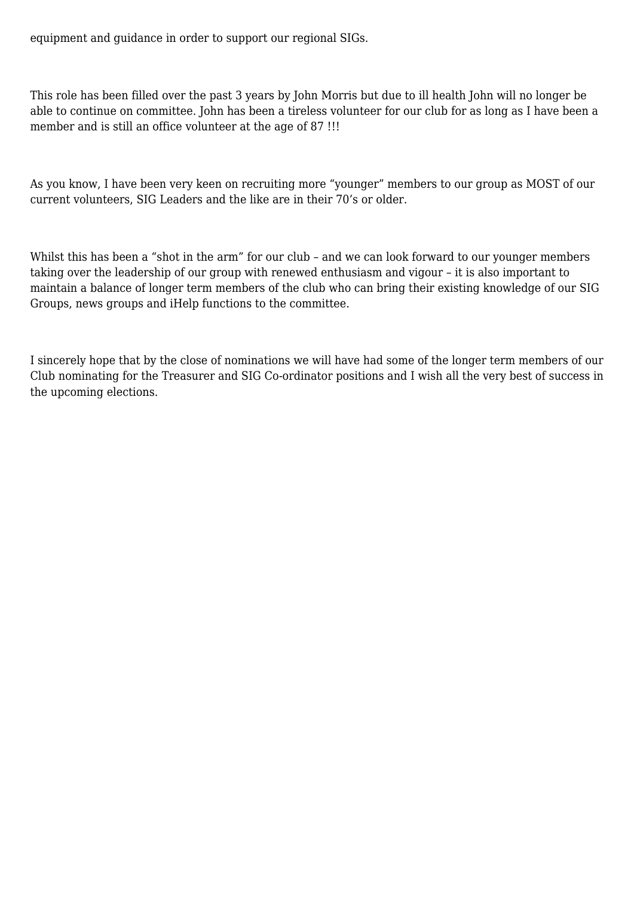equipment and guidance in order to support our regional SIGs.

This role has been filled over the past 3 years by John Morris but due to ill health John will no longer be able to continue on committee. John has been a tireless volunteer for our club for as long as I have been a member and is still an office volunteer at the age of 87 !!!

As you know, I have been very keen on recruiting more "younger" members to our group as MOST of our current volunteers, SIG Leaders and the like are in their 70's or older.

Whilst this has been a "shot in the arm" for our club – and we can look forward to our younger members taking over the leadership of our group with renewed enthusiasm and vigour – it is also important to maintain a balance of longer term members of the club who can bring their existing knowledge of our SIG Groups, news groups and iHelp functions to the committee.

I sincerely hope that by the close of nominations we will have had some of the longer term members of our Club nominating for the Treasurer and SIG Co-ordinator positions and I wish all the very best of success in the upcoming elections.